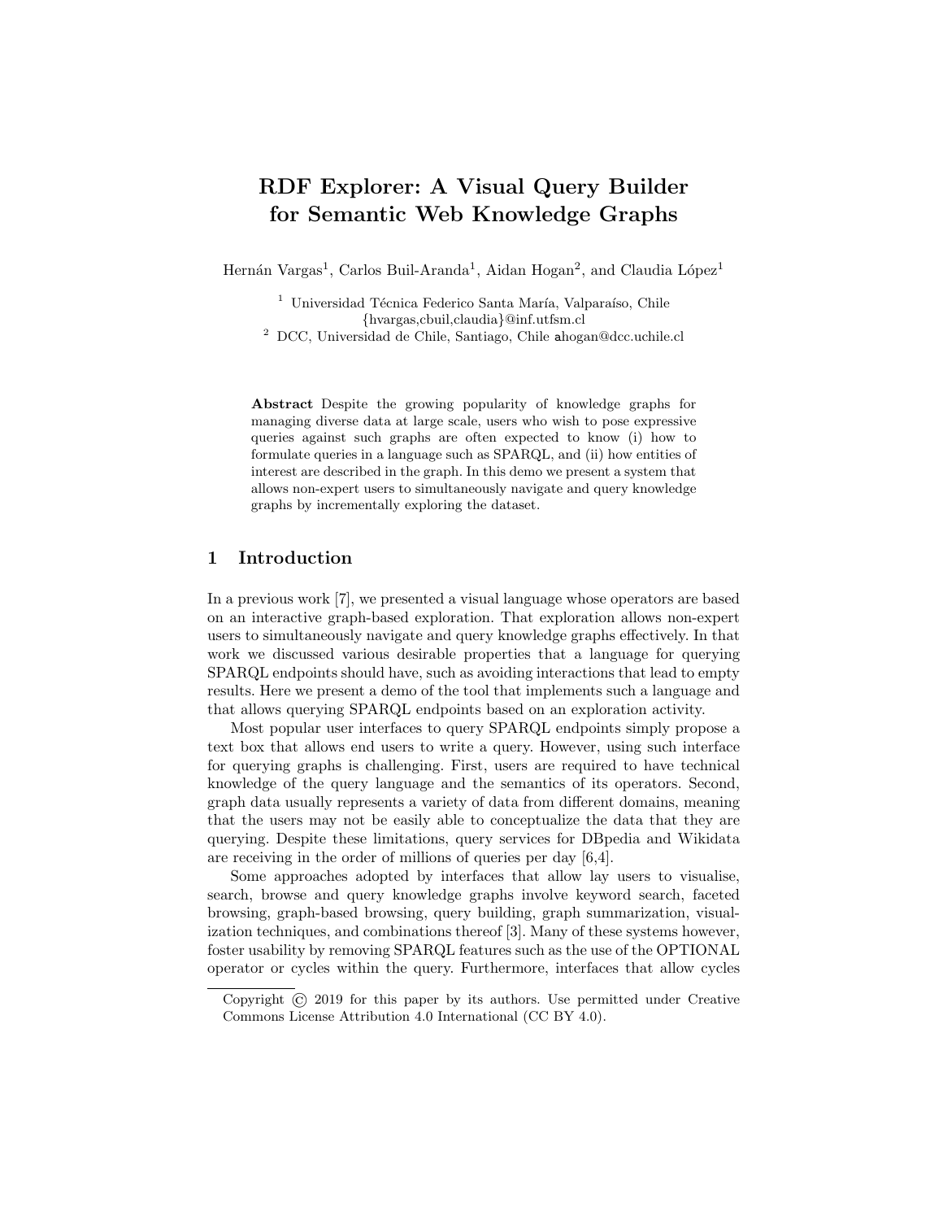# RDF Explorer: A Visual Query Builder for Semantic Web Knowledge Graphs

Hernán Vargas[1], Carlos Buil-Aranda[1], Aidan Hogan[2], and Claudia López[1]

[1] Universidad Técnica Federico Santa María, Valparaíso, Chile
{hvargas,cbuil,claudia}@inf.utfsm.cl
[2] DCC, Universidad de Chile, Santiago, Chile ahogan@dcc.uchile.cl

**Abstract** Despite the growing popularity of knowledge graphs for managing diverse data at large scale, users who wish to pose expressive queries against such graphs are often expected to know (i) how to formulate queries in a language such as SPARQL, and (ii) how entities of interest are described in the graph. In this demo we present a system that allows non-expert users to simultaneously navigate and query knowledge graphs by incrementally exploring the dataset.

## 1 Introduction

In a previous work [7], we presented a visual language whose operators are based on an interactive graph-based exploration. That exploration allows non-expert users to simultaneously navigate and query knowledge graphs effectively. In that work we discussed various desirable properties that a language for querying SPARQL endpoints should have, such as avoiding interactions that lead to empty results. Here we present a demo of the tool that implements such a language and that allows querying SPARQL endpoints based on an exploration activity.

Most popular user interfaces to query SPARQL endpoints simply propose a text box that allows end users to write a query. However, using such interface for querying graphs is challenging. First, users are required to have technical knowledge of the query language and the semantics of its operators. Second, graph data usually represents a variety of data from different domains, meaning that the users may not be easily able to conceptualize the data that they are querying. Despite these limitations, query services for DBpedia and Wikidata are receiving in the order of millions of queries per day [6,4].

Some approaches adopted by interfaces that allow lay users to visualise, search, browse and query knowledge graphs involve keyword search, faceted browsing, graph-based browsing, query building, graph summarization, visualization techniques, and combinations thereof [3]. Many of these systems however, foster usability by removing SPARQL features such as the use of the OPTIONAL operator or cycles within the query. Furthermore, interfaces that allow cycles

Copyright © 2019 for this paper by its authors. Use permitted under Creative Commons License Attribution 4.0 International (CC BY 4.0).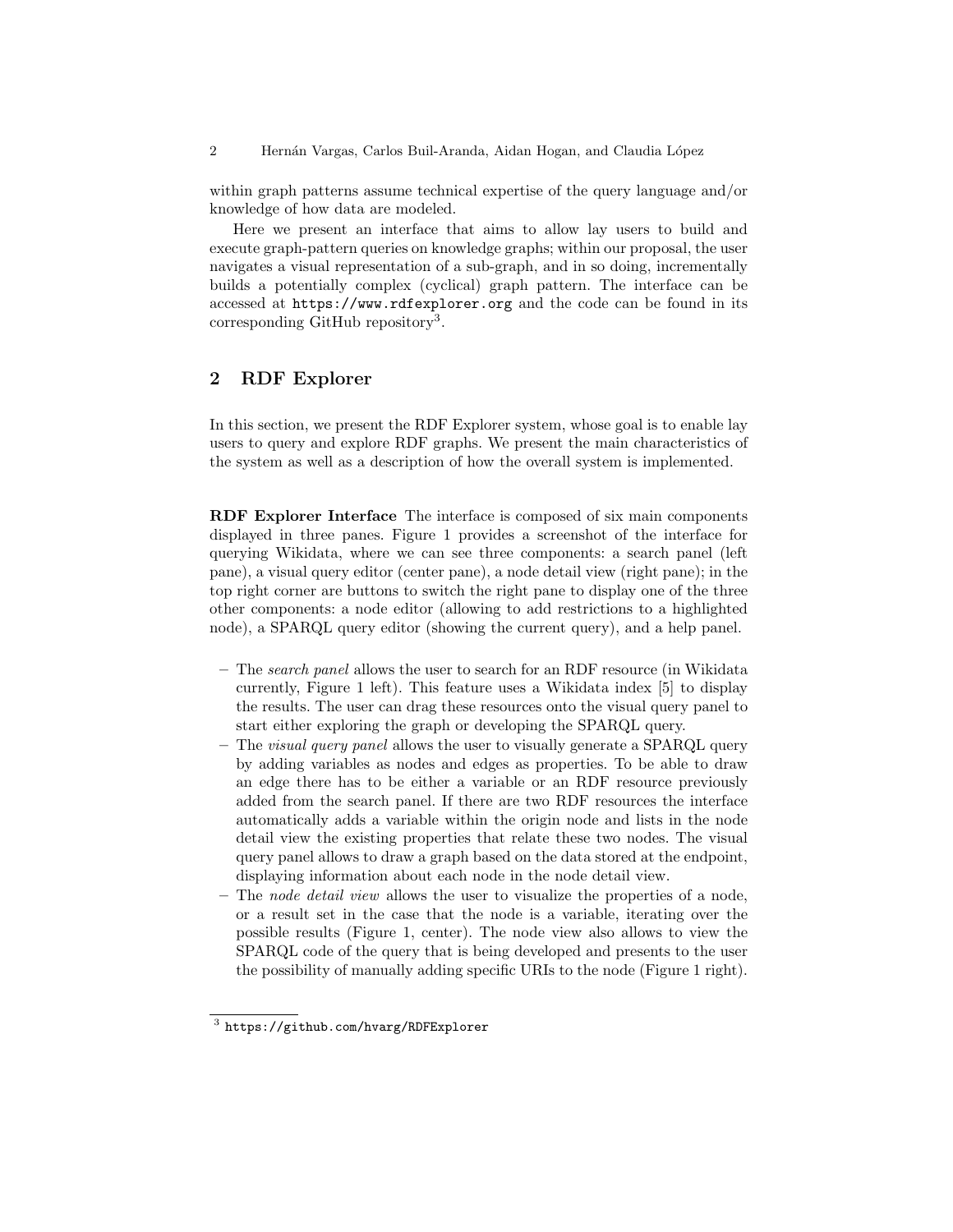within graph patterns assume technical expertise of the query language and/or knowledge of how data are modeled.

Here we present an interface that aims to allow lay users to build and execute graph-pattern queries on knowledge graphs; within our proposal, the user navigates a visual representation of a sub-graph, and in so doing, incrementally builds a potentially complex (cyclical) graph pattern. The interface can be accessed at `https://www.rdfexplorer.org` and the code can be found in its corresponding GitHub repository[3].

## 2 RDF Explorer

In this section, we present the RDF Explorer system, whose goal is to enable lay users to query and explore RDF graphs. We present the main characteristics of the system as well as a description of how the overall system is implemented.

**RDF Explorer Interface** The interface is composed of six main components displayed in three panes. Figure 1 provides a screenshot of the interface for querying Wikidata, where we can see three components: a search panel (left pane), a visual query editor (center pane), a node detail view (right pane); in the top right corner are buttons to switch the right pane to display one of the three other components: a node editor (allowing to add restrictions to a highlighted node), a SPARQL query editor (showing the current query), and a help panel.

- The *search panel* allows the user to search for an RDF resource (in Wikidata currently, Figure 1 left). This feature uses a Wikidata index [5] to display the results. The user can drag these resources onto the visual query panel to start either exploring the graph or developing the SPARQL query.
- The *visual query panel* allows the user to visually generate a SPARQL query by adding variables as nodes and edges as properties. To be able to draw an edge there has to be either a variable or an RDF resource previously added from the search panel. If there are two RDF resources the interface automatically adds a variable within the origin node and lists in the node detail view the existing properties that relate these two nodes. The visual query panel allows to draw a graph based on the data stored at the endpoint, displaying information about each node in the node detail view.
- The *node detail view* allows the user to visualize the properties of a node, or a result set in the case that the node is a variable, iterating over the possible results (Figure 1, center). The node view also allows to view the SPARQL code of the query that is being developed and presents to the user the possibility of manually adding specific URIs to the node (Figure 1 right).

[3] `https://github.com/hvarg/RDFExplorer`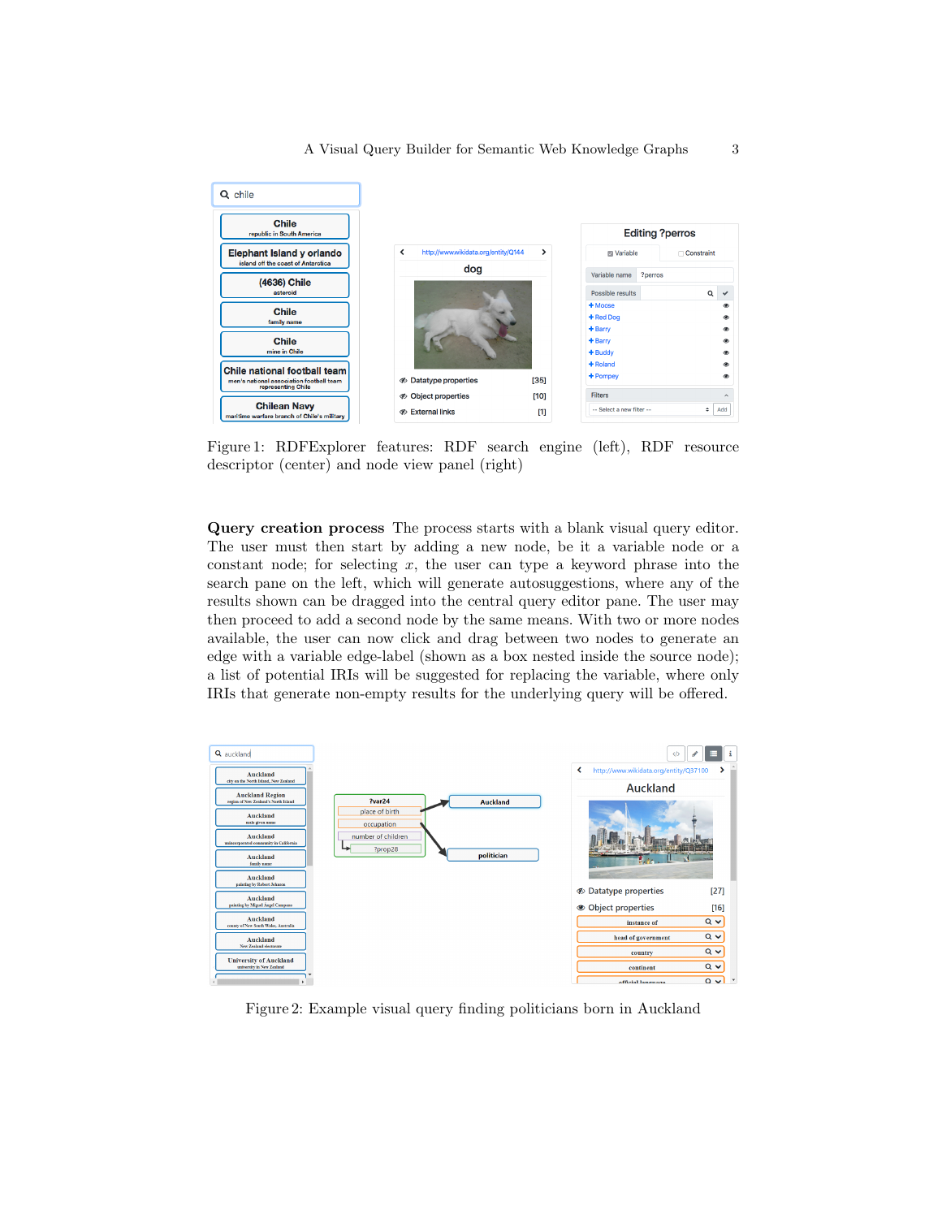Figure 1: RDFExplorer features: RDF search engine (left), RDF resource descriptor (center) and node view panel (right)

**Query creation process** The process starts with a blank visual query editor. The user must then start by adding a new node, be it a variable node or a constant node; for selecting $x$, the user can type a keyword phrase into the search pane on the left, which will generate autosuggestions, where any of the results shown can be dragged into the central query editor pane. The user may then proceed to add a second node by the same means. With two or more nodes available, the user can now click and drag between two nodes to generate an edge with a variable edge-label (shown as a box nested inside the source node); a list of potential IRIs will be suggested for replacing the variable, where only IRIs that generate non-empty results for the underlying query will be offered.

Figure 2: Example visual query finding politicians born in Auckland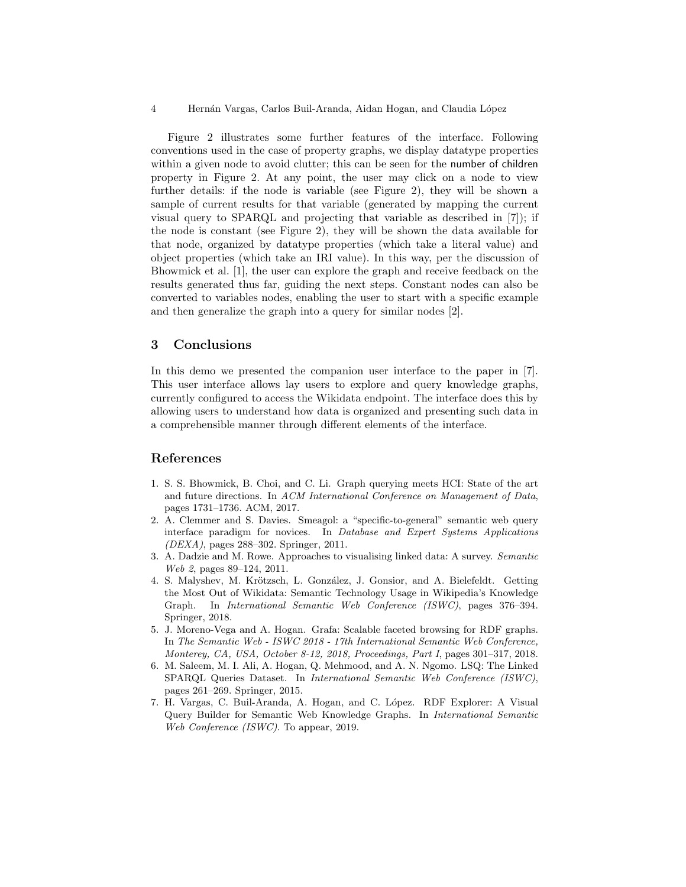Figure 2 illustrates some further features of the interface. Following conventions used in the case of property graphs, we display datatype properties within a given node to avoid clutter; this can be seen for the number of children property in Figure 2. At any point, the user may click on a node to view further details: if the node is variable (see Figure 2), they will be shown a sample of current results for that variable (generated by mapping the current visual query to SPARQL and projecting that variable as described in [7]); if the node is constant (see Figure 2), they will be shown the data available for that node, organized by datatype properties (which take a literal value) and object properties (which take an IRI value). In this way, per the discussion of Bhowmick et al. [1], the user can explore the graph and receive feedback on the results generated thus far, guiding the next steps. Constant nodes can also be converted to variables nodes, enabling the user to start with a specific example and then generalize the graph into a query for similar nodes [2].

## 3 Conclusions

In this demo we presented the companion user interface to the paper in [7]. This user interface allows lay users to explore and query knowledge graphs, currently configured to access the Wikidata endpoint. The interface does this by allowing users to understand how data is organized and presenting such data in a comprehensible manner through different elements of the interface.

## References

1. S. S. Bhowmick, B. Choi, and C. Li. Graph querying meets HCI: State of the art and future directions. In *ACM International Conference on Management of Data*, pages 1731–1736. ACM, 2017.
2. A. Clemmer and S. Davies. Smeagol: a "specific-to-general" semantic web query interface paradigm for novices. In *Database and Expert Systems Applications (DEXA)*, pages 288–302. Springer, 2011.
3. A. Dadzie and M. Rowe. Approaches to visualising linked data: A survey. *Semantic Web 2*, pages 89–124, 2011.
4. S. Malyshev, M. Krötzsch, L. González, J. Gonsior, and A. Bielefeldt. Getting the Most Out of Wikidata: Semantic Technology Usage in Wikipedia's Knowledge Graph. In *International Semantic Web Conference (ISWC)*, pages 376–394. Springer, 2018.
5. J. Moreno-Vega and A. Hogan. Grafa: Scalable faceted browsing for RDF graphs. In *The Semantic Web - ISWC 2018 - 17th International Semantic Web Conference, Monterey, CA, USA, October 8-12, 2018, Proceedings, Part I*, pages 301–317, 2018.
6. M. Saleem, M. I. Ali, A. Hogan, Q. Mehmood, and A. N. Ngomo. LSQ: The Linked SPARQL Queries Dataset. In *International Semantic Web Conference (ISWC)*, pages 261–269. Springer, 2015.
7. H. Vargas, C. Buil-Aranda, A. Hogan, and C. López. RDF Explorer: A Visual Query Builder for Semantic Web Knowledge Graphs. In *International Semantic Web Conference (ISWC)*. To appear, 2019.